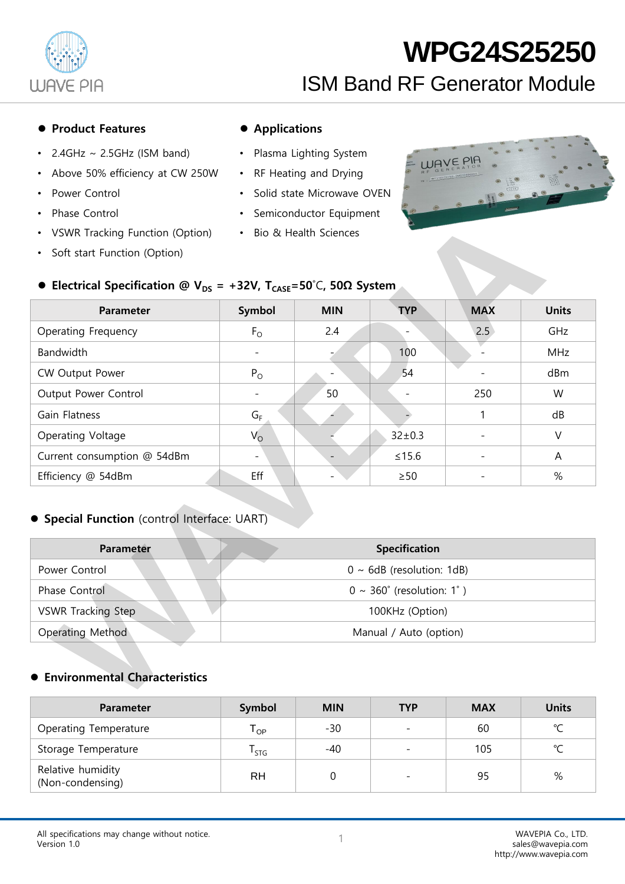# WPG24S25250

## ISM Band RF Generator Module

### Product Features

- 2.4GHz ~ 2.5GHz (ISM band)
- Above 50% efficiency at CW 250W
- Power Control
- Phase Control
- VSWR Tracking Function (Option)
- Soft start Function (Option)

### Applications

- Plasma Lighting System
- RF Heating and Drying
- Solid state Microwave OVEN
- Semiconductor Equipment
- Bio & Health Sciences

### Electrical Specification @ $V_{DS}$ = +32V, $T_{CASE}$=50˚C, 50Ω System

| Parameter | Symbol | MIN | TYP | MAX | Units |
|---|---|---|---|---|---|
| Operating Frequency | $F_O$ | 2.4 | - | 2.5 | GHz |
| Bandwidth | - | - | 100 | - | MHz |
| CW Output Power | $P_O$ | - | 54 | - | dBm |
| Output Power Control | - | 50 | - | 250 | W |
| Gain Flatness | $G_F$ | - | - | 1 | dB |
| Operating Voltage | $V_O$ | - | 32±0.3 | - | V |
| Current consumption @ 54dBm | - | - | ≤15.6 | - | A |
| Efficiency @ 54dBm | Eff | - | ≥50 | - | % |

### Special Function (control Interface: UART)

| Parameter | Specification |
|---|---|
| Power Control | 0 ~ 6dB (resolution: 1dB) |
| Phase Control | 0 ~ 360˚ (resolution: 1˚ ) |
| VSWR Tracking Step | 100KHz (Option) |
| Operating Method | Manual / Auto (option) |

### Environmental Characteristics

| Parameter | Symbol | MIN | TYP | MAX | Units |
|---|---|---|---|---|---|
| Operating Temperature | $T_{OP}$ | -30 | - | 60 | ℃ |
| Storage Temperature | $T_{STG}$ | -40 | - | 105 | ℃ |
| Relative humidity (Non-condensing) | RH | 0 | - | 95 | % |

All specifications may change without notice.
Version 1.0

WAVEPIA Co., LTD.
sales@wavepia.com
http://www.wavepia.com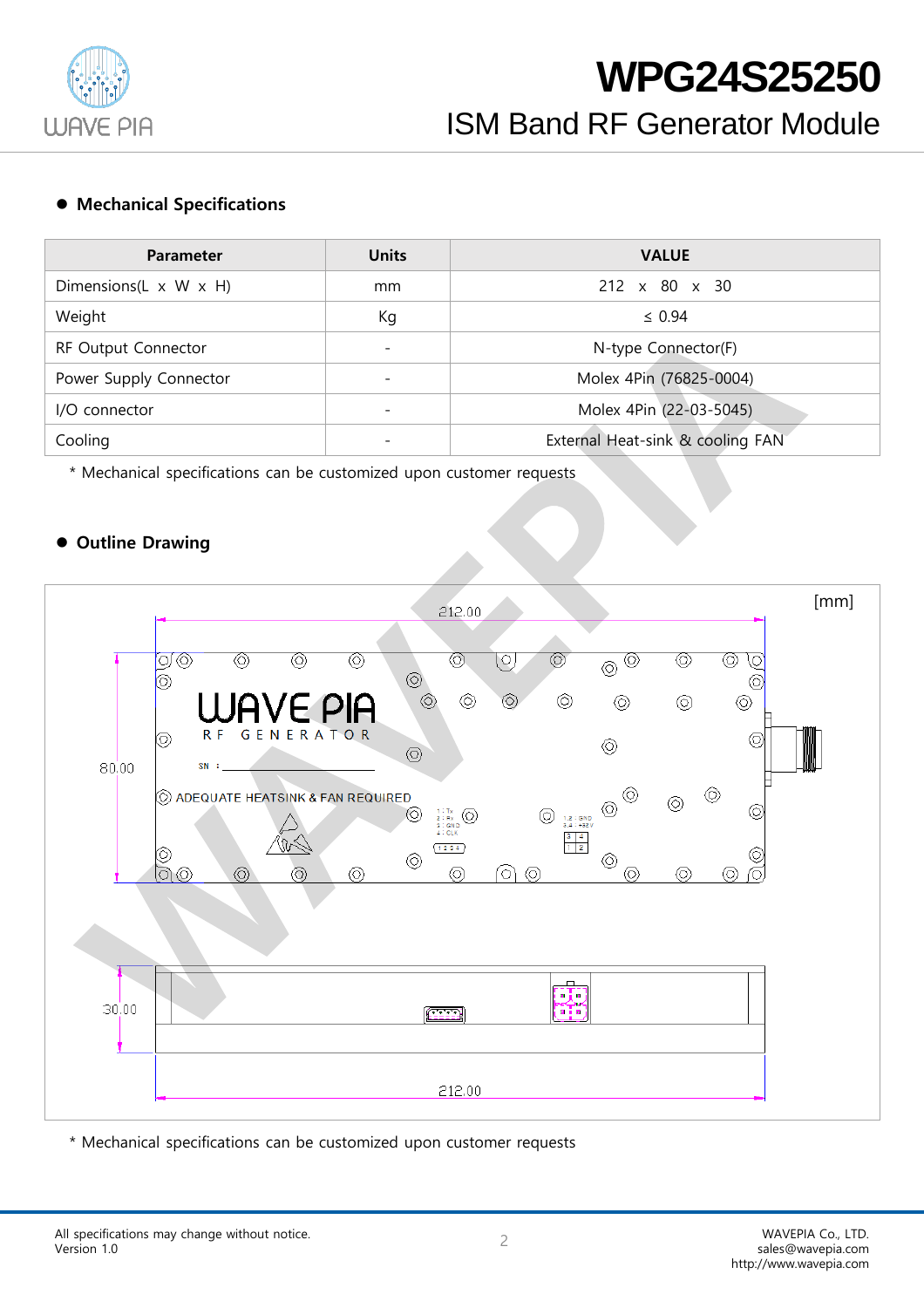## Mechanical Specifications

| Parameter | Units | VALUE |
|---|---|---|
| Dimensions(L x W x H) | mm | 212 x 80 x 30 |
| Weight | Kg | ≤ 0.94 |
| RF Output Connector | - | N-type Connector(F) |
| Power Supply Connector | - | Molex 4Pin (76825-0004) |
| I/O connector | - | Molex 4Pin (22-03-5045) |
| Cooling | - | External Heat-sink & cooling FAN |

* Mechanical specifications can be customized upon customer requests

## Outline Drawing

[mm]

212.00

80.00

WAVE PIA
RF GENERATOR

SN :

ADEQUATE HEATSINK & FAN REQUIRED

1 : Tx
2 : Rx
3 : GND
4 : CLK

1,2 : GND
3,4 : +32V

30.00

212.00

* Mechanical specifications can be customized upon customer requests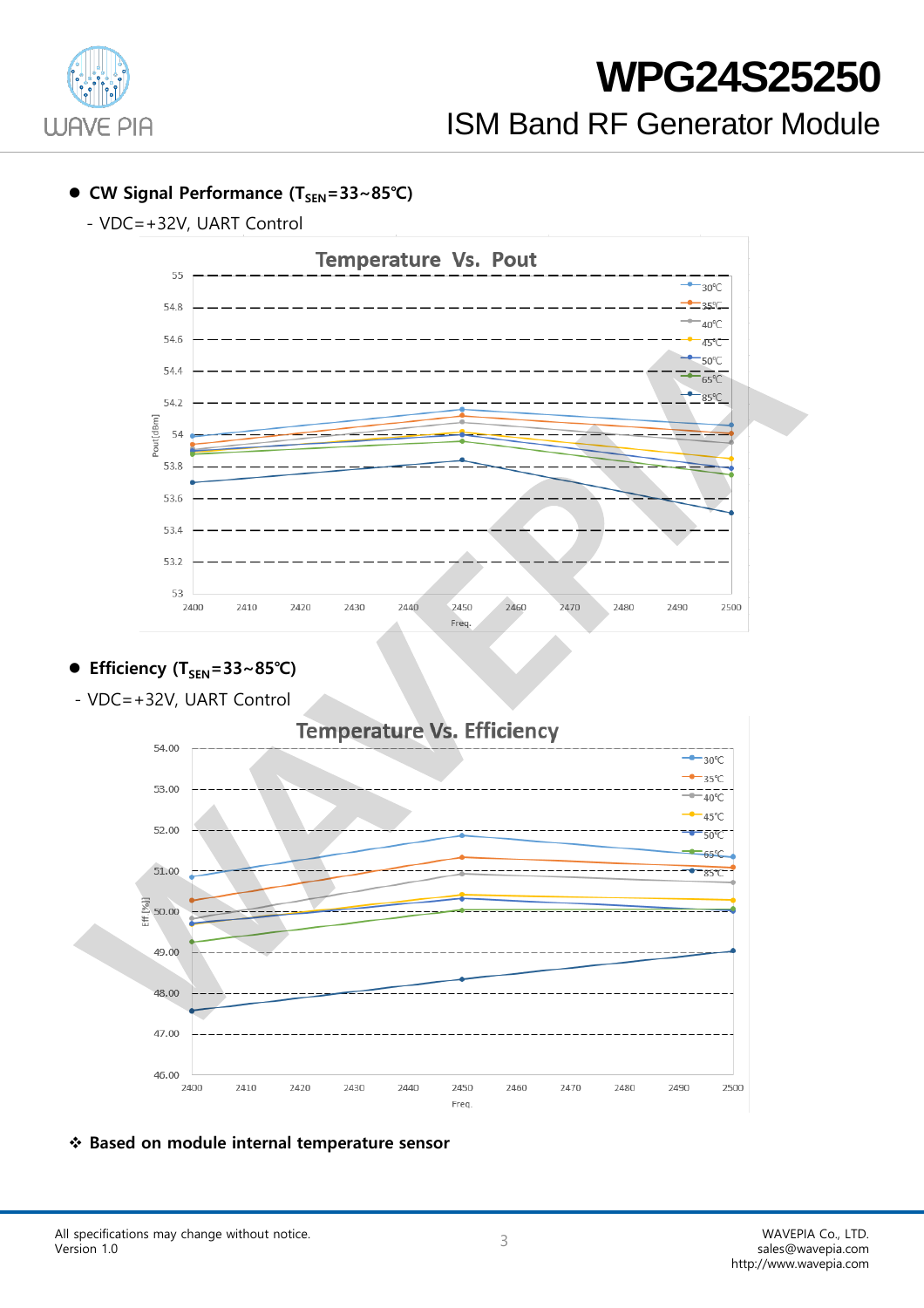- **CW Signal Performance ($T_{SEN}$=33~85℃)**

  - VDC=+32V, UART Control

- **Efficiency ($T_{SEN}$=33~85℃)**

  - VDC=+32V, UART Control

❖ **Based on module internal temperature sensor**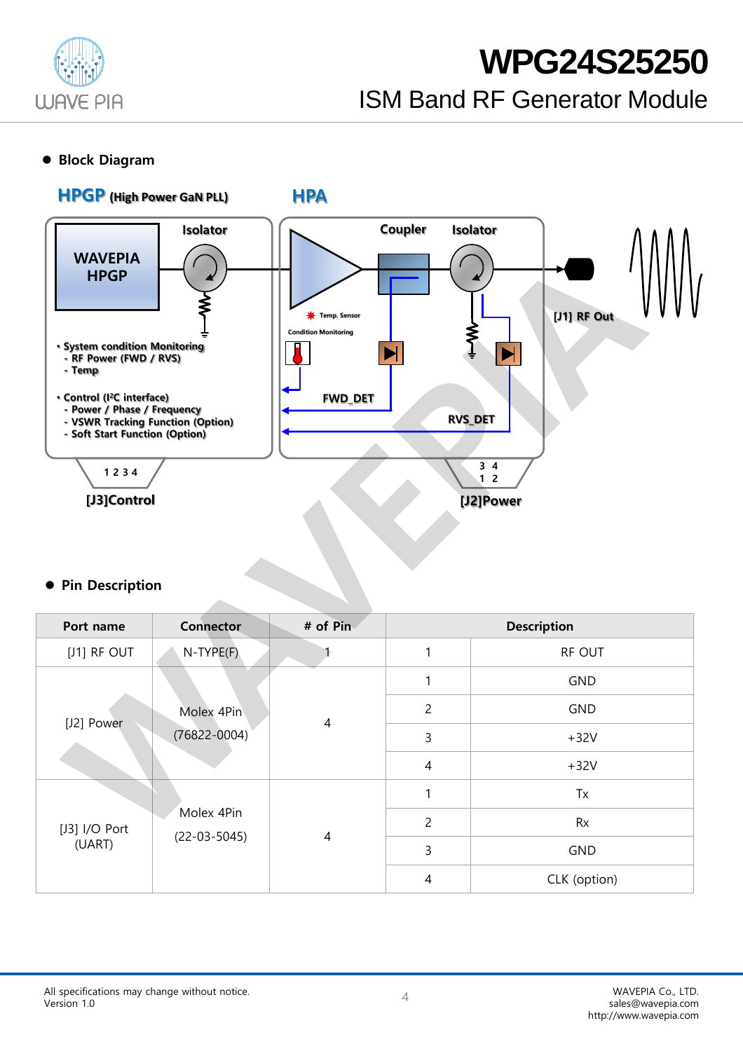- **Block Diagram**

HPGP (High Power GaN PLL)

HPA

WAVEPIA HPGP

Isolator

Coupler

Isolator

[J1] RF Out

Temp. Sensor

Condition Monitoring

- System condition Monitoring
  - RF Power (FWD / RVS)
  - Temp
- Control (I²C interface)
  - Power / Phase / Frequency
  - VSWR Tracking Function (Option)
  - Soft Start Function (Option)

FWD_DET

RVS_DET

1 2 3 4

[J3]Control

3 4
1 2

[J2]Power

- **Pin Description**

| Port name | Connector | # of Pin | Description | |
|---|---|---|---|---|
| [J1] RF OUT | N-TYPE(F) | 1 | 1 | RF OUT |
| [J2] Power | Molex 4Pin (76822-0004) | 4 | 1 | GND |
| | | | 2 | GND |
| | | | 3 | +32V |
| | | | 4 | +32V |
| [J3] I/O Port (UART) | Molex 4Pin (22-03-5045) | 4 | 1 | Tx |
| | | | 2 | Rx |
| | | | 3 | GND |
| | | | 4 | CLK (option) |